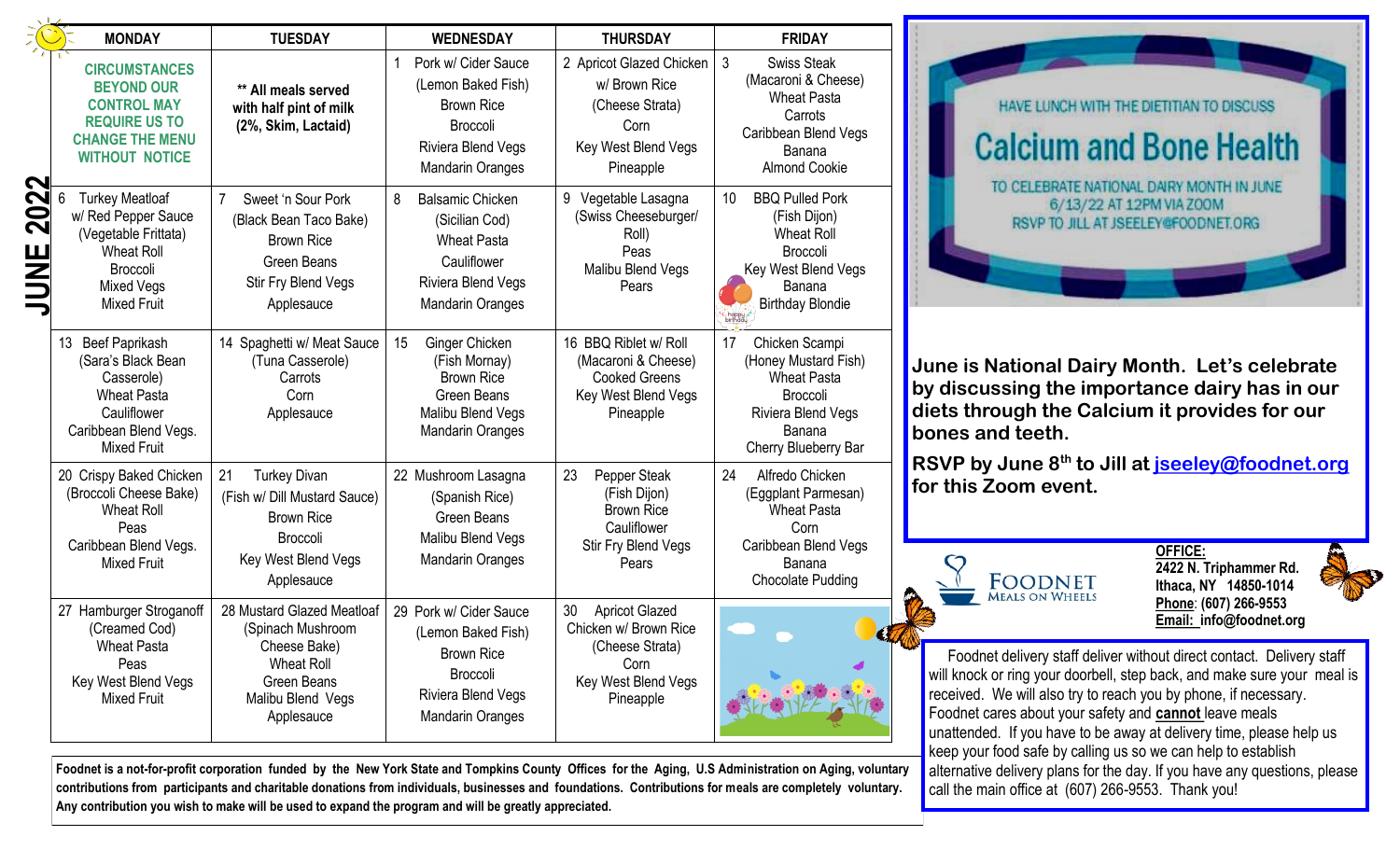# JUNE 2022

| MONDAY | TUESDAY | WEDNESDAY | THURSDAY | FRIDAY |
|---|---|---|---|---|
| **CIRCUMSTANCES BEYOND OUR CONTROL MAY REQUIRE US TO CHANGE THE MENU WITHOUT NOTICE** | **\*\* All meals served with half pint of milk (2%, Skim, Lactaid)** | 1 Pork w/ Cider Sauce (Lemon Baked Fish) Brown Rice Broccoli Riviera Blend Vegs Mandarin Oranges | 2 Apricot Glazed Chicken w/ Brown Rice (Cheese Strata) Corn Key West Blend Vegs Pineapple | 3 Swiss Steak (Macaroni & Cheese) Wheat Pasta Carrots Caribbean Blend Vegs Banana Almond Cookie |
| 6 Turkey Meatloaf w/ Red Pepper Sauce (Vegetable Frittata) Wheat Roll Broccoli Mixed Vegs Mixed Fruit | 7 Sweet 'n Sour Pork (Black Bean Taco Bake) Brown Rice Green Beans Stir Fry Blend Vegs Applesauce | 8 Balsamic Chicken (Sicilian Cod) Wheat Pasta Cauliflower Riviera Blend Vegs Mandarin Oranges | 9 Vegetable Lasagna (Swiss Cheeseburger/ Roll) Peas Malibu Blend Vegs Pears | 10 BBQ Pulled Pork (Fish Dijon) Wheat Roll Broccoli Key West Blend Vegs Banana Birthday Blondie |
| 13 Beef Paprikash (Sara's Black Bean Casserole) Wheat Pasta Cauliflower Caribbean Blend Vegs. Mixed Fruit | 14 Spaghetti w/ Meat Sauce (Tuna Casserole) Carrots Corn Applesauce | 15 Ginger Chicken (Fish Mornay) Brown Rice Green Beans Malibu Blend Vegs Mandarin Oranges | 16 BBQ Riblet w/ Roll (Macaroni & Cheese) Cooked Greens Key West Blend Vegs Pineapple | 17 Chicken Scampi (Honey Mustard Fish) Wheat Pasta Broccoli Riviera Blend Vegs Banana Cherry Blueberry Bar |
| 20 Crispy Baked Chicken (Broccoli Cheese Bake) Wheat Roll Peas Caribbean Blend Vegs. Mixed Fruit | 21 Turkey Divan (Fish w/ Dill Mustard Sauce) Brown Rice Broccoli Key West Blend Vegs Applesauce | 22 Mushroom Lasagna (Spanish Rice) Green Beans Malibu Blend Vegs Mandarin Oranges | 23 Pepper Steak (Fish Dijon) Brown Rice Cauliflower Stir Fry Blend Vegs Pears | 24 Alfredo Chicken (Eggplant Parmesan) Wheat Pasta Corn Caribbean Blend Vegs Banana Chocolate Pudding |
| 27 Hamburger Stroganoff (Creamed Cod) Wheat Pasta Peas Key West Blend Vegs Mixed Fruit | 28 Mustard Glazed Meatloaf (Spinach Mushroom Cheese Bake) Wheat Roll Green Beans Malibu Blend Vegs Applesauce | 29 Pork w/ Cider Sauce (Lemon Baked Fish) Brown Rice Broccoli Riviera Blend Vegs Mandarin Oranges | 30 Apricot Glazed Chicken w/ Brown Rice (Cheese Strata) Corn Key West Blend Vegs Pineapple | |

**Foodnet is a not-for-profit corporation funded by the New York State and Tompkins County Offices for the Aging, U.S Administration on Aging, voluntary contributions from participants and charitable donations from individuals, businesses and foundations. Contributions for meals are completely voluntary. Any contribution you wish to make will be used to expand the program and will be greatly appreciated.**

HAVE LUNCH WITH THE DIETITIAN TO DISCUSS

## Calcium and Bone Health

TO CELEBRATE NATIONAL DAIRY MONTH IN JUNE
6/13/22 AT 12PM VIA ZOOM
RSVP TO JILL AT JSEELEY@FOODNET.ORG

**June is National Dairy Month. Let's celebrate by discussing the importance dairy has in our diets through the Calcium it provides for our bones and teeth.**

**RSVP by June 8th to Jill at jseeley@foodnet.org for this Zoom event.**

FOODNET MEALS ON WHEELS

**OFFICE:**
**2422 N. Triphammer Rd.**
**Ithaca, NY 14850-1014**
**Phone: (607) 266-9553**
**Email: info@foodnet.org**

Foodnet delivery staff deliver without direct contact. Delivery staff will knock or ring your doorbell, step back, and make sure your meal is received. We will also try to reach you by phone, if necessary. Foodnet cares about your safety and **cannot** leave meals unattended. If you have to be away at delivery time, please help us keep your food safe by calling us so we can help to establish alternative delivery plans for the day. If you have any questions, please call the main office at (607) 266-9553. Thank you!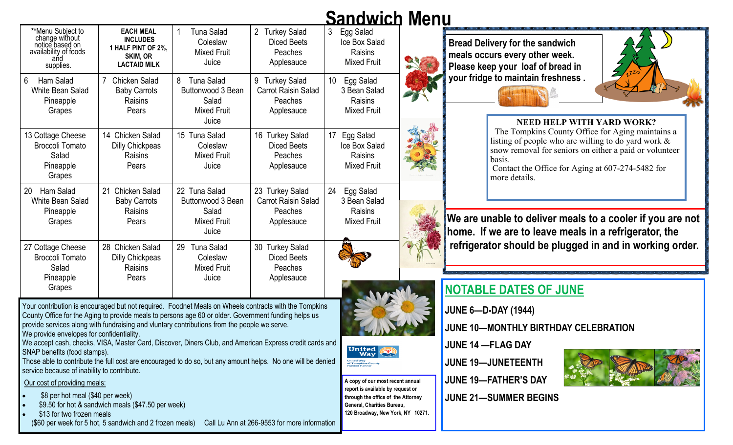# Sandwich Menu

| | | | | |
|---|---|---|---|---|
| **Menu Subject to change without notice based on availability of foods and supplies. | **EACH MEAL INCLUDES 1 HALF PINT OF 2%, SKIM, OR LACTAID MILK** | 1 Tuna Salad<br>Coleslaw<br>Mixed Fruit<br>Juice | 2 Turkey Salad<br>Diced Beets<br>Peaches<br>Applesauce | 3 Egg Salad<br>Ice Box Salad<br>Raisins<br>Mixed Fruit |
| 6 Ham Salad<br>White Bean Salad<br>Pineapple<br>Grapes | 7 Chicken Salad<br>Baby Carrots<br>Raisins<br>Pears | 8 Tuna Salad<br>Buttonwood 3 Bean Salad<br>Mixed Fruit<br>Juice | 9 Turkey Salad<br>Carrot Raisin Salad<br>Peaches<br>Applesauce | 10 Egg Salad<br>3 Bean Salad<br>Raisins<br>Mixed Fruit |
| 13 Cottage Cheese<br>Broccoli Tomato Salad<br>Pineapple<br>Grapes | 14 Chicken Salad<br>Dilly Chickpeas<br>Raisins<br>Pears | 15 Tuna Salad<br>Coleslaw<br>Mixed Fruit<br>Juice | 16 Turkey Salad<br>Diced Beets<br>Peaches<br>Applesauce | 17 Egg Salad<br>Ice Box Salad<br>Raisins<br>Mixed Fruit |
| 20 Ham Salad<br>White Bean Salad<br>Pineapple<br>Grapes | 21 Chicken Salad<br>Baby Carrots<br>Raisins<br>Pears | 22 Tuna Salad<br>Buttonwood 3 Bean Salad<br>Mixed Fruit<br>Juice | 23 Turkey Salad<br>Carrot Raisin Salad<br>Peaches<br>Applesauce | 24 Egg Salad<br>3 Bean Salad<br>Raisins<br>Mixed Fruit |
| 27 Cottage Cheese<br>Broccoli Tomato Salad<br>Pineapple<br>Grapes | 28 Chicken Salad<br>Dilly Chickpeas<br>Raisins<br>Pears | 29 Tuna Salad<br>Coleslaw<br>Mixed Fruit<br>Juice | 30 Turkey Salad<br>Diced Beets<br>Peaches<br>Applesauce | |

Your contribution is encouraged but not required. Foodnet Meals on Wheels contracts with the Tompkins County Office for the Aging to provide meals to persons age 60 or older. Government funding helps us provide services along with fundraising and vluntary contributions from the people we serve.
We provide envelopes for confidentiality.
We accept cash, checks, VISA, Master Card, Discover, Diners Club, and American Express credit cards and SNAP benefits (food stamps).
Those able to contribute the full cost are encouraged to do so, but any amount helps. No one will be denied service because of inability to contribute.

Our cost of providing meals:

- $8 per hot meal ($40 per week)
- $9.50 for hot & sandwich meals ($47.50 per week)
- $13 for two frozen meals

($60 per week for 5 hot, 5 sandwich and 2 frozen meals) Call Lu Ann at 266-9553 for more information

United Way of Tompkins County Funded Partner

**A copy of our most recent annual report is available by request or through the office of the Attorney General, Charities Bureau, 120 Broadway, New York, NY 10271.**

**Bread Delivery for the sandwich meals occurs every other week. Please keep your loaf of bread in your fridge to maintain freshness .**

**NEED HELP WITH YARD WORK?**

The Tompkins County Office for Aging maintains a listing of people who are willing to do yard work & snow removal for seniors on either a paid or volunteer basis.
Contact the Office for Aging at 607-274-5482 for more details.

**We are unable to deliver meals to a cooler if you are not home. If we are to leave meals in a refrigerator, the refrigerator should be plugged in and in working order.**

## NOTABLE DATES OF JUNE

**JUNE 6—D-DAY (1944)**

**JUNE 10—MONTHLY BIRTHDAY CELEBRATION**

**JUNE 14 —FLAG DAY**

**JUNE 19—JUNETEENTH**

**JUNE 19—FATHER'S DAY**

**JUNE 21—SUMMER BEGINS**